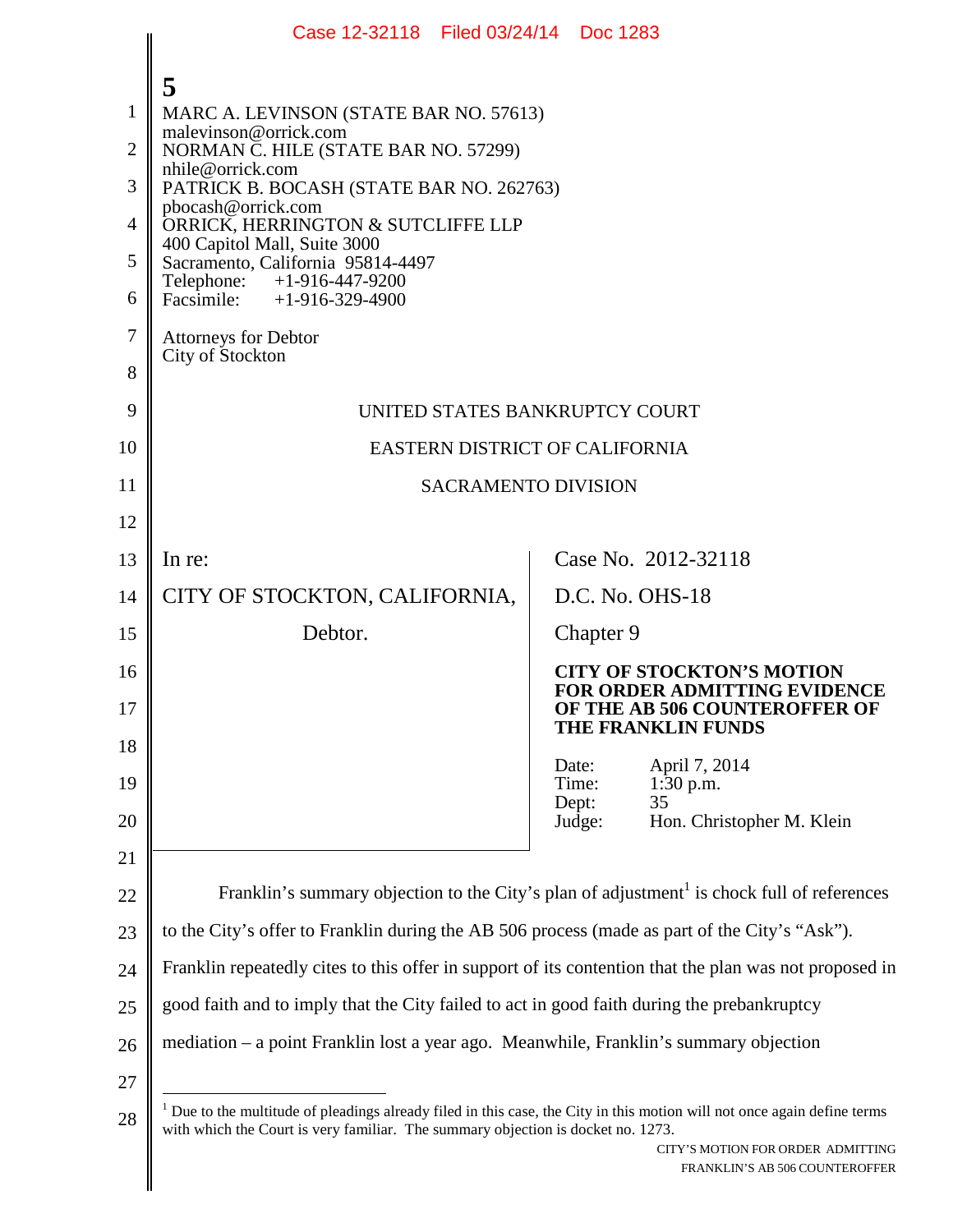MARC A. LEVINSON (STATE BAR NO. 57613)
malevinson@orrick.com
NORMAN C. HILE (STATE BAR NO. 57299)
nhile@orrick.com
PATRICK B. BOCASH (STATE BAR NO. 262763)
pbocash@orrick.com
ORRICK, HERRINGTON & SUTCLIFFE LLP
400 Capitol Mall, Suite 3000
Sacramento, California 95814-4497
Telephone: +1-916-447-9200
Facsimile: +1-916-329-4900

Attorneys for Debtor
City of Stockton

UNITED STATES BANKRUPTCY COURT

EASTERN DISTRICT OF CALIFORNIA

SACRAMENTO DIVISION

| | |
|---|---|
| In re:<br><br>CITY OF STOCKTON, CALIFORNIA,<br><br>Debtor. | Case No. 2012-32118<br><br>D.C. No. OHS-18<br><br>Chapter 9<br><br>**CITY OF STOCKTON'S MOTION FOR ORDER ADMITTING EVIDENCE OF THE AB 506 COUNTEROFFER OF THE FRANKLIN FUNDS**<br><br>Date: April 7, 2014<br>Time: 1:30 p.m.<br>Dept: 35<br>Judge: Hon. Christopher M. Klein |

Franklin's summary objection to the City's plan of adjustment[1] is chock full of references to the City's offer to Franklin during the AB 506 process (made as part of the City's "Ask"). Franklin repeatedly cites to this offer in support of its contention that the plan was not proposed in good faith and to imply that the City failed to act in good faith during the prebankruptcy mediation – a point Franklin lost a year ago. Meanwhile, Franklin's summary objection

[1] Due to the multitude of pleadings already filed in this case, the City in this motion will not once again define terms with which the Court is very familiar. The summary objection is docket no. 1273.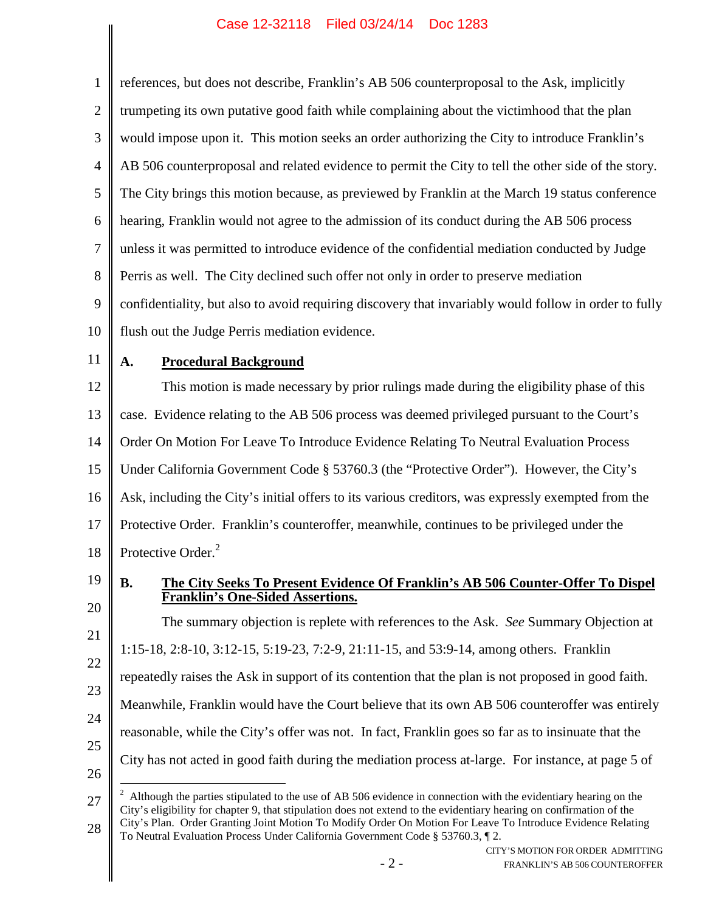references, but does not describe, Franklin's AB 506 counterproposal to the Ask, implicitly trumpeting its own putative good faith while complaining about the victimhood that the plan would impose upon it. This motion seeks an order authorizing the City to introduce Franklin's AB 506 counterproposal and related evidence to permit the City to tell the other side of the story. The City brings this motion because, as previewed by Franklin at the March 19 status conference hearing, Franklin would not agree to the admission of its conduct during the AB 506 process unless it was permitted to introduce evidence of the confidential mediation conducted by Judge Perris as well. The City declined such offer not only in order to preserve mediation confidentiality, but also to avoid requiring discovery that invariably would follow in order to fully flush out the Judge Perris mediation evidence.

## A. Procedural Background

This motion is made necessary by prior rulings made during the eligibility phase of this case. Evidence relating to the AB 506 process was deemed privileged pursuant to the Court's Order On Motion For Leave To Introduce Evidence Relating To Neutral Evaluation Process Under California Government Code § 53760.3 (the "Protective Order"). However, the City's Ask, including the City's initial offers to its various creditors, was expressly exempted from the Protective Order. Franklin's counteroffer, meanwhile, continues to be privileged under the Protective Order.[2]

## B. The City Seeks To Present Evidence Of Franklin's AB 506 Counter-Offer To Dispel Franklin's One-Sided Assertions.

The summary objection is replete with references to the Ask. *See* Summary Objection at 1:15-18, 2:8-10, 3:12-15, 5:19-23, 7:2-9, 21:11-15, and 53:9-14, among others. Franklin repeatedly raises the Ask in support of its contention that the plan is not proposed in good faith. Meanwhile, Franklin would have the Court believe that its own AB 506 counteroffer was entirely reasonable, while the City's offer was not. In fact, Franklin goes so far as to insinuate that the City has not acted in good faith during the mediation process at-large. For instance, at page 5 of

---

[2] Although the parties stipulated to the use of AB 506 evidence in connection with the evidentiary hearing on the City's eligibility for chapter 9, that stipulation does not extend to the evidentiary hearing on confirmation of the City's Plan. Order Granting Joint Motion To Modify Order On Motion For Leave To Introduce Evidence Relating To Neutral Evaluation Process Under California Government Code § 53760.3, ¶ 2.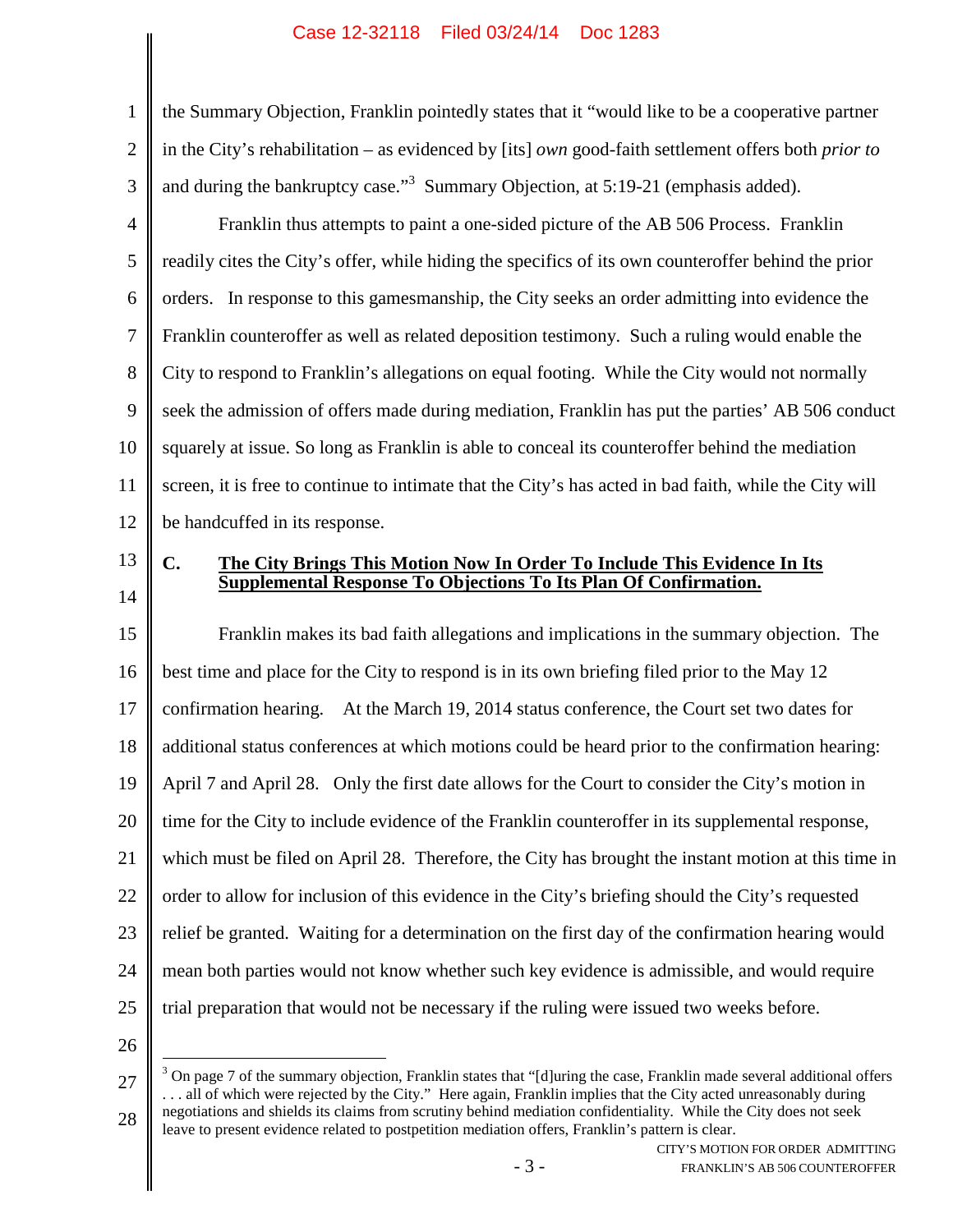the Summary Objection, Franklin pointedly states that it "would like to be a cooperative partner in the City's rehabilitation – as evidenced by [its] *own* good-faith settlement offers both *prior to* and during the bankruptcy case."[3] Summary Objection, at 5:19-21 (emphasis added).

Franklin thus attempts to paint a one-sided picture of the AB 506 Process. Franklin readily cites the City's offer, while hiding the specifics of its own counteroffer behind the prior orders. In response to this gamesmanship, the City seeks an order admitting into evidence the Franklin counteroffer as well as related deposition testimony. Such a ruling would enable the City to respond to Franklin's allegations on equal footing. While the City would not normally seek the admission of offers made during mediation, Franklin has put the parties' AB 506 conduct squarely at issue. So long as Franklin is able to conceal its counteroffer behind the mediation screen, it is free to continue to intimate that the City's has acted in bad faith, while the City will be handcuffed in its response.

### C. <u>The City Brings This Motion Now In Order To Include This Evidence In Its Supplemental Response To Objections To Its Plan Of Confirmation.</u>

Franklin makes its bad faith allegations and implications in the summary objection. The best time and place for the City to respond is in its own briefing filed prior to the May 12 confirmation hearing. At the March 19, 2014 status conference, the Court set two dates for additional status conferences at which motions could be heard prior to the confirmation hearing: April 7 and April 28. Only the first date allows for the Court to consider the City's motion in time for the City to include evidence of the Franklin counteroffer in its supplemental response, which must be filed on April 28. Therefore, the City has brought the instant motion at this time in order to allow for inclusion of this evidence in the City's briefing should the City's requested relief be granted. Waiting for a determination on the first day of the confirmation hearing would mean both parties would not know whether such key evidence is admissible, and would require trial preparation that would not be necessary if the ruling were issued two weeks before.

---

[3] On page 7 of the summary objection, Franklin states that "[d]uring the case, Franklin made several additional offers . . . all of which were rejected by the City." Here again, Franklin implies that the City acted unreasonably during negotiations and shields its claims from scrutiny behind mediation confidentiality. While the City does not seek leave to present evidence related to postpetition mediation offers, Franklin's pattern is clear.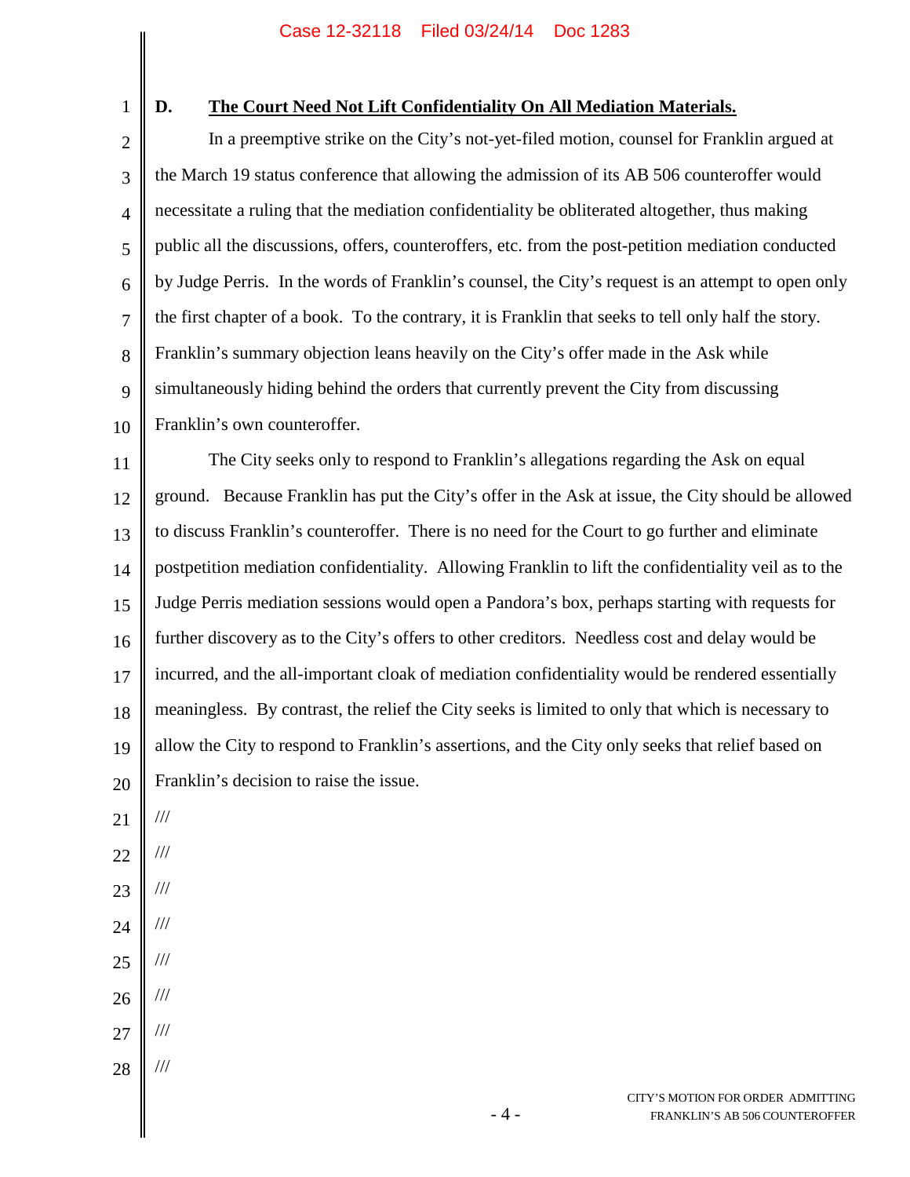**D. <u>The Court Need Not Lift Confidentiality On All Mediation Materials.</u>**

In a preemptive strike on the City's not-yet-filed motion, counsel for Franklin argued at the March 19 status conference that allowing the admission of its AB 506 counteroffer would necessitate a ruling that the mediation confidentiality be obliterated altogether, thus making public all the discussions, offers, counteroffers, etc. from the post-petition mediation conducted by Judge Perris. In the words of Franklin's counsel, the City's request is an attempt to open only the first chapter of a book. To the contrary, it is Franklin that seeks to tell only half the story. Franklin's summary objection leans heavily on the City's offer made in the Ask while simultaneously hiding behind the orders that currently prevent the City from discussing Franklin's own counteroffer.

The City seeks only to respond to Franklin's allegations regarding the Ask on equal ground. Because Franklin has put the City's offer in the Ask at issue, the City should be allowed to discuss Franklin's counteroffer. There is no need for the Court to go further and eliminate postpetition mediation confidentiality. Allowing Franklin to lift the confidentiality veil as to the Judge Perris mediation sessions would open a Pandora's box, perhaps starting with requests for further discovery as to the City's offers to other creditors. Needless cost and delay would be incurred, and the all-important cloak of mediation confidentiality would be rendered essentially meaningless. By contrast, the relief the City seeks is limited to only that which is necessary to allow the City to respond to Franklin's assertions, and the City only seeks that relief based on Franklin's decision to raise the issue.

///

///

///

///

///

///

///

///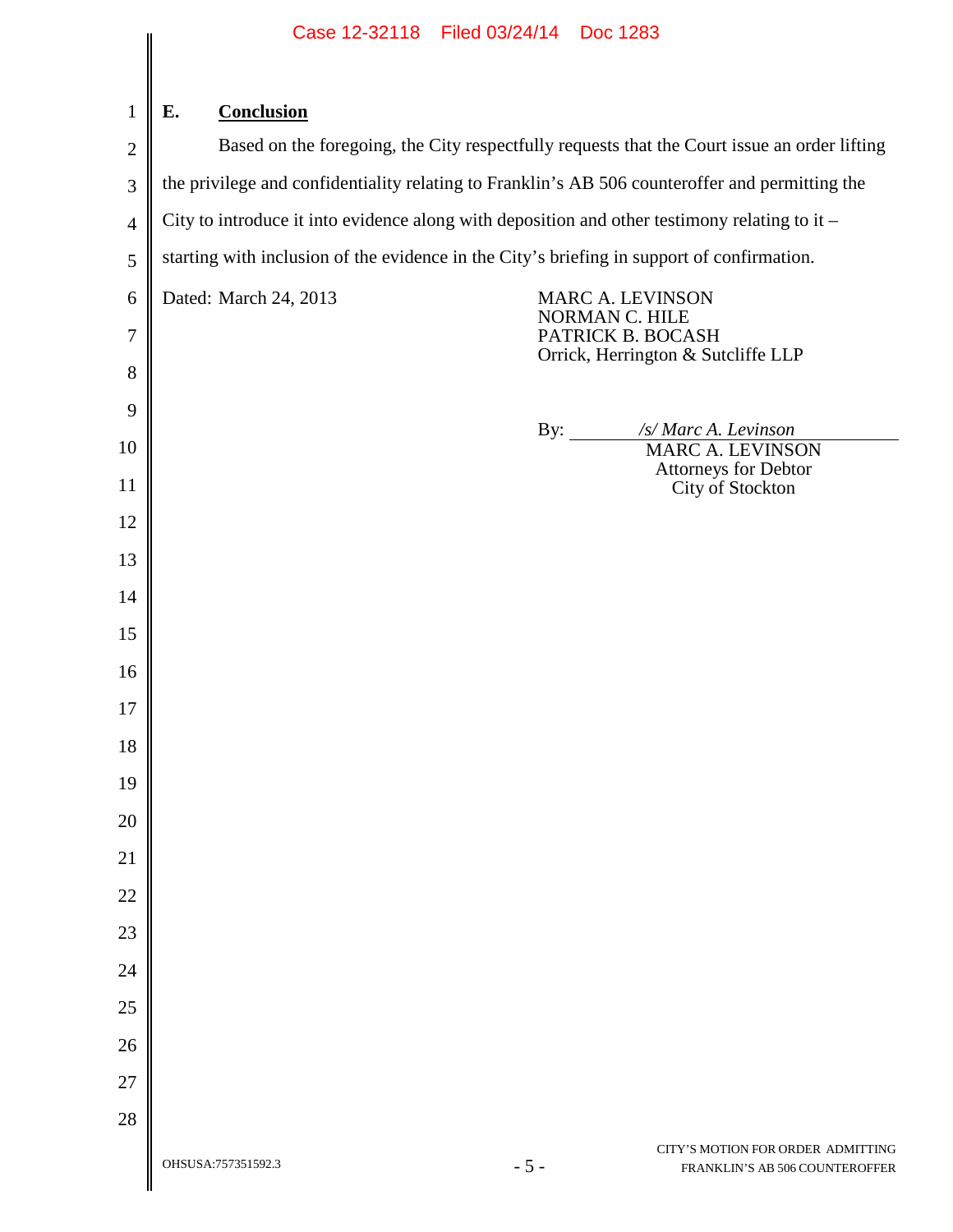## E. **Conclusion**

Based on the foregoing, the City respectfully requests that the Court issue an order lifting the privilege and confidentiality relating to Franklin's AB 506 counteroffer and permitting the City to introduce it into evidence along with deposition and other testimony relating to it – starting with inclusion of the evidence in the City's briefing in support of confirmation.

Dated: March 24, 2013

MARC A. LEVINSON
NORMAN C. HILE
PATRICK B. BOCASH
Orrick, Herrington & Sutcliffe LLP

By: *_/s/ Marc A. Levinson_*
MARC A. LEVINSON
Attorneys for Debtor
City of Stockton